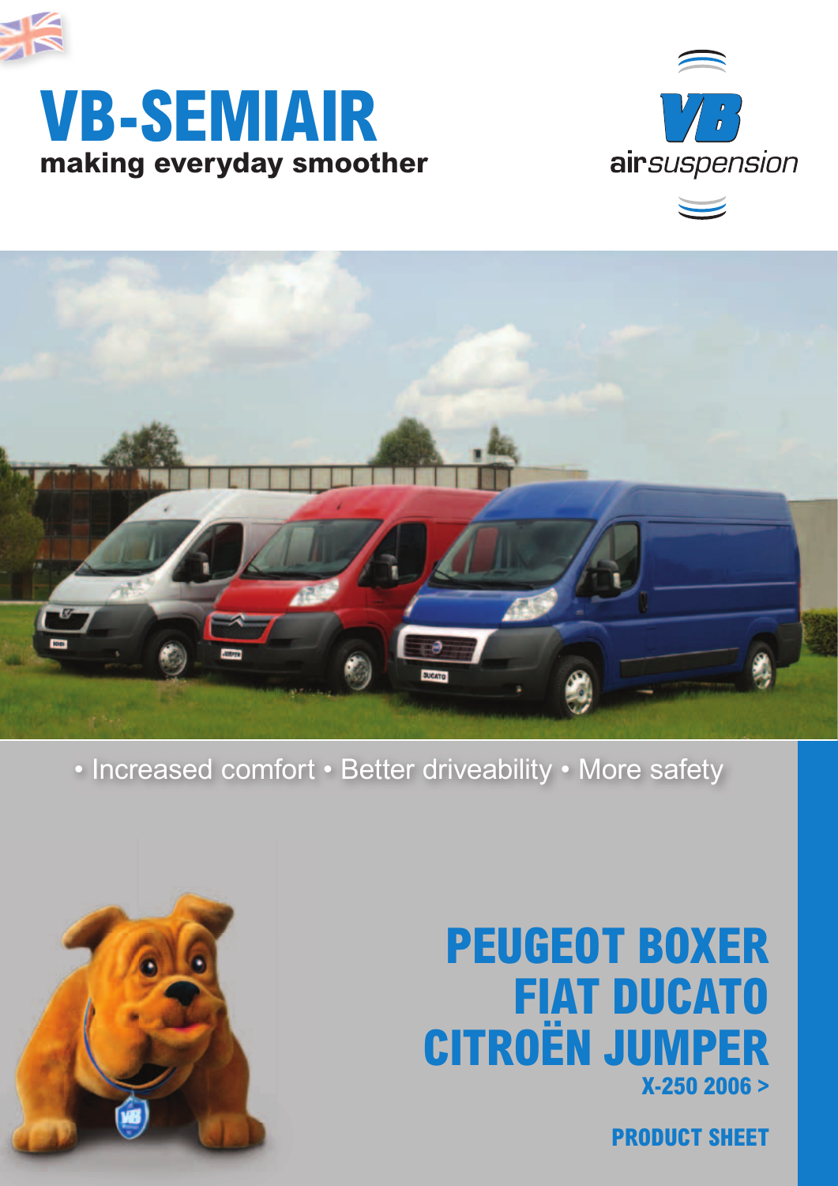# VB-SEMIAIR

**making everyday smoother**

VB airsuspension

• Increased comfort • Better driveability • More safety

## PEUGEOT BOXER
## FIAT DUCATO
## CITROËN JUMPER

**X-250 2006 >**

**PRODUCT SHEET**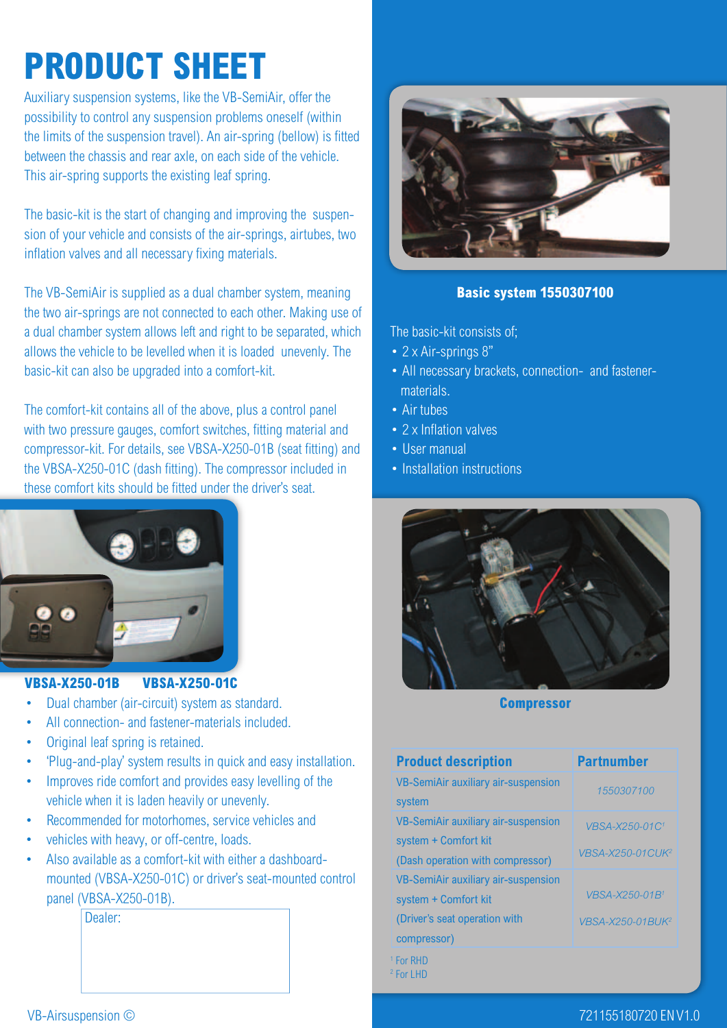# PRODUCT SHEET

Auxiliary suspension systems, like the VB-SemiAir, offer the possibility to control any suspension problems oneself (within the limits of the suspension travel). An air-spring (bellow) is fitted between the chassis and rear axle, on each side of the vehicle. This air-spring supports the existing leaf spring.

The basic-kit is the start of changing and improving the suspension of your vehicle and consists of the air-springs, airtubes, two inflation valves and all necessary fixing materials.

The VB-SemiAir is supplied as a dual chamber system, meaning the two air-springs are not connected to each other. Making use of a dual chamber system allows left and right to be separated, which allows the vehicle to be levelled when it is loaded unevenly. The basic-kit can also be upgraded into a comfort-kit.

The comfort-kit contains all of the above, plus a control panel with two pressure gauges, comfort switches, fitting material and compressor-kit. For details, see VBSA-X250-01B (seat fitting) and the VBSA-X250-01C (dash fitting). The compressor included in these comfort kits should be fitted under the driver's seat.

**VBSA-X250-01B VBSA-X250-01C**

- Dual chamber (air-circuit) system as standard.
- All connection- and fastener-materials included.
- Original leaf spring is retained.
- 'Plug-and-play' system results in quick and easy installation.
- Improves ride comfort and provides easy levelling of the vehicle when it is laden heavily or unevenly.
- Recommended for motorhomes, service vehicles and
- vehicles with heavy, or off-centre, loads.
- Also available as a comfort-kit with either a dashboard-mounted (VBSA-X250-01C) or driver's seat-mounted control panel (VBSA-X250-01B).

Dealer:

**Basic system 1550307100**

The basic-kit consists of;

- 2 x Air-springs 8"
- All necessary brackets, connection- and fastener-materials.
- Air tubes
- 2 x Inflation valves
- User manual
- Installation instructions

**Compressor**

| Product description | Partnumber |
|---|---|
| VB-SemiAir auxiliary air-suspension system | 1550307100 |
| VB-SemiAir auxiliary air-suspension system + Comfort kit (Dash operation with compressor) | VBSA-X250-01C[1] VBSA-X250-01CUK[2] |
| VB-SemiAir auxiliary air-suspension system + Comfort kit (Driver's seat operation with compressor) | VBSA-X250-01B[1] VBSA-X250-01BUK[2] |

[1] For RHD
[2] For LHD

VB-Airsuspension ©

721155180720 EN V1.0